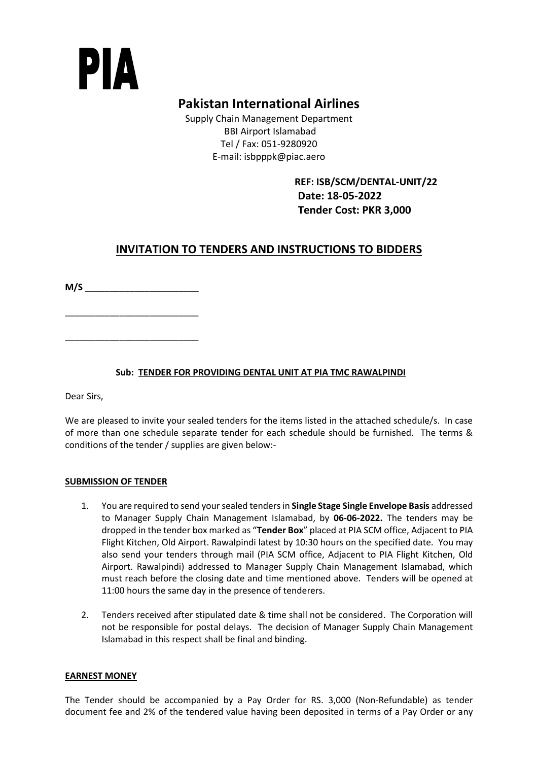# PIA

## Pakistan International Airlines

Supply Chain Management Department
BBI Airport Islamabad
Tel / Fax: 051-9280920
E-mail: isbpppk@piac.aero

**REF: ISB/SCM/DENTAL-UNIT/22**
**Date: 18-05-2022**
**Tender Cost: PKR 3,000**

## INVITATION TO TENDERS AND INSTRUCTIONS TO BIDDERS

**M/S** ______________________

___________________________

___________________________

**Sub: TENDER FOR PROVIDING DENTAL UNIT AT PIA TMC RAWALPINDI**

Dear Sirs,

We are pleased to invite your sealed tenders for the items listed in the attached schedule/s. In case of more than one schedule separate tender for each schedule should be furnished. The terms & conditions of the tender / supplies are given below:-

### SUBMISSION OF TENDER

1. You are required to send your sealed tenders in **Single Stage Single Envelope Basis** addressed to Manager Supply Chain Management Islamabad, by **06-06-2022.** The tenders may be dropped in the tender box marked as "**Tender Box**" placed at PIA SCM office, Adjacent to PIA Flight Kitchen, Old Airport. Rawalpindi latest by 10:30 hours on the specified date. You may also send your tenders through mail (PIA SCM office, Adjacent to PIA Flight Kitchen, Old Airport. Rawalpindi) addressed to Manager Supply Chain Management Islamabad, which must reach before the closing date and time mentioned above. Tenders will be opened at 11:00 hours the same day in the presence of tenderers.

2. Tenders received after stipulated date & time shall not be considered. The Corporation will not be responsible for postal delays. The decision of Manager Supply Chain Management Islamabad in this respect shall be final and binding.

### EARNEST MONEY

The Tender should be accompanied by a Pay Order for RS. 3,000 (Non-Refundable) as tender document fee and 2% of the tendered value having been deposited in terms of a Pay Order or any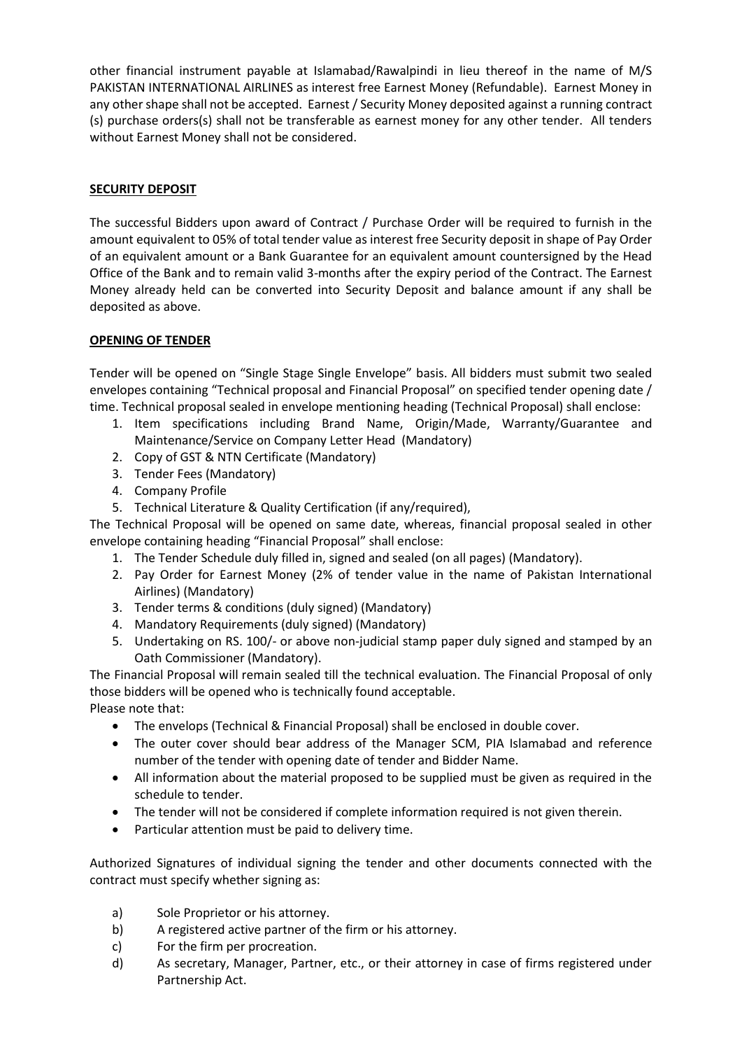other financial instrument payable at Islamabad/Rawalpindi in lieu thereof in the name of M/S PAKISTAN INTERNATIONAL AIRLINES as interest free Earnest Money (Refundable). Earnest Money in any other shape shall not be accepted. Earnest / Security Money deposited against a running contract (s) purchase orders(s) shall not be transferable as earnest money for any other tender. All tenders without Earnest Money shall not be considered.

**SECURITY DEPOSIT**

The successful Bidders upon award of Contract / Purchase Order will be required to furnish in the amount equivalent to 05% of total tender value as interest free Security deposit in shape of Pay Order of an equivalent amount or a Bank Guarantee for an equivalent amount countersigned by the Head Office of the Bank and to remain valid 3-months after the expiry period of the Contract. The Earnest Money already held can be converted into Security Deposit and balance amount if any shall be deposited as above.

**OPENING OF TENDER**

Tender will be opened on "Single Stage Single Envelope" basis. All bidders must submit two sealed envelopes containing "Technical proposal and Financial Proposal" on specified tender opening date / time. Technical proposal sealed in envelope mentioning heading (Technical Proposal) shall enclose:

1. Item specifications including Brand Name, Origin/Made, Warranty/Guarantee and Maintenance/Service on Company Letter Head (Mandatory)
2. Copy of GST & NTN Certificate (Mandatory)
3. Tender Fees (Mandatory)
4. Company Profile
5. Technical Literature & Quality Certification (if any/required),

The Technical Proposal will be opened on same date, whereas, financial proposal sealed in other envelope containing heading "Financial Proposal" shall enclose:

1. The Tender Schedule duly filled in, signed and sealed (on all pages) (Mandatory).
2. Pay Order for Earnest Money (2% of tender value in the name of Pakistan International Airlines) (Mandatory)
3. Tender terms & conditions (duly signed) (Mandatory)
4. Mandatory Requirements (duly signed) (Mandatory)
5. Undertaking on RS. 100/- or above non-judicial stamp paper duly signed and stamped by an Oath Commissioner (Mandatory).

The Financial Proposal will remain sealed till the technical evaluation. The Financial Proposal of only those bidders will be opened who is technically found acceptable.

Please note that:

- The envelops (Technical & Financial Proposal) shall be enclosed in double cover.
- The outer cover should bear address of the Manager SCM, PIA Islamabad and reference number of the tender with opening date of tender and Bidder Name.
- All information about the material proposed to be supplied must be given as required in the schedule to tender.
- The tender will not be considered if complete information required is not given therein.
- Particular attention must be paid to delivery time.

Authorized Signatures of individual signing the tender and other documents connected with the contract must specify whether signing as:

a) Sole Proprietor or his attorney.

b) A registered active partner of the firm or his attorney.

c) For the firm per procreation.

d) As secretary, Manager, Partner, etc., or their attorney in case of firms registered under Partnership Act.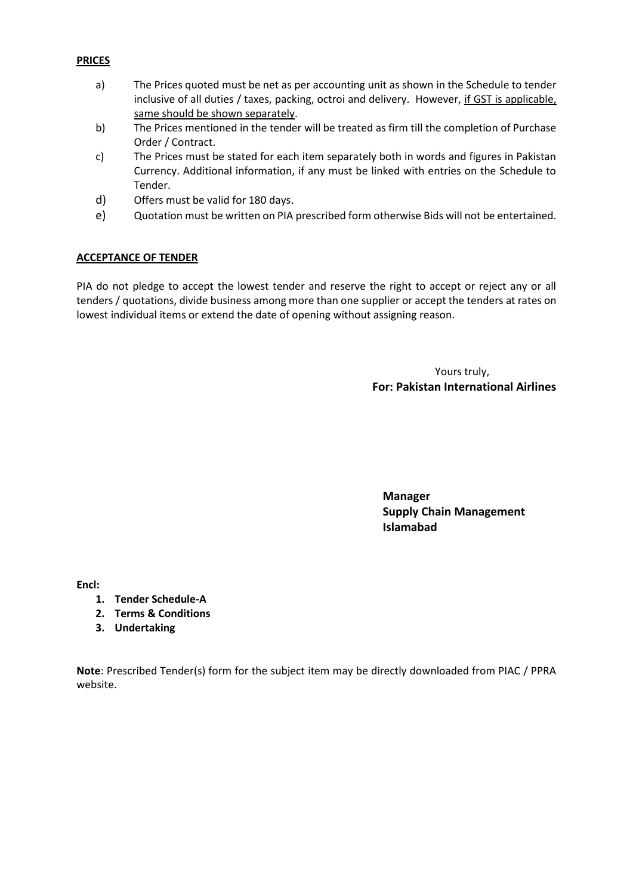**PRICES**

a) The Prices quoted must be net as per accounting unit as shown in the Schedule to tender inclusive of all duties / taxes, packing, octroi and delivery. However, <u>if GST is applicable, same should be shown separately</u>.

b) The Prices mentioned in the tender will be treated as firm till the completion of Purchase Order / Contract.

c) The Prices must be stated for each item separately both in words and figures in Pakistan Currency. Additional information, if any must be linked with entries on the Schedule to Tender.

d) Offers must be valid for 180 days.

e) Quotation must be written on PIA prescribed form otherwise Bids will not be entertained.

**ACCEPTANCE OF TENDER**

PIA do not pledge to accept the lowest tender and reserve the right to accept or reject any or all tenders / quotations, divide business among more than one supplier or accept the tenders at rates on lowest individual items or extend the date of opening without assigning reason.

Yours truly,
**For: Pakistan International Airlines**

**Manager**
**Supply Chain Management**
**Islamabad**

**Encl:**

1. **Tender Schedule-A**
2. **Terms & Conditions**
3. **Undertaking**

**Note**: Prescribed Tender(s) form for the subject item may be directly downloaded from PIAC / PPRA website.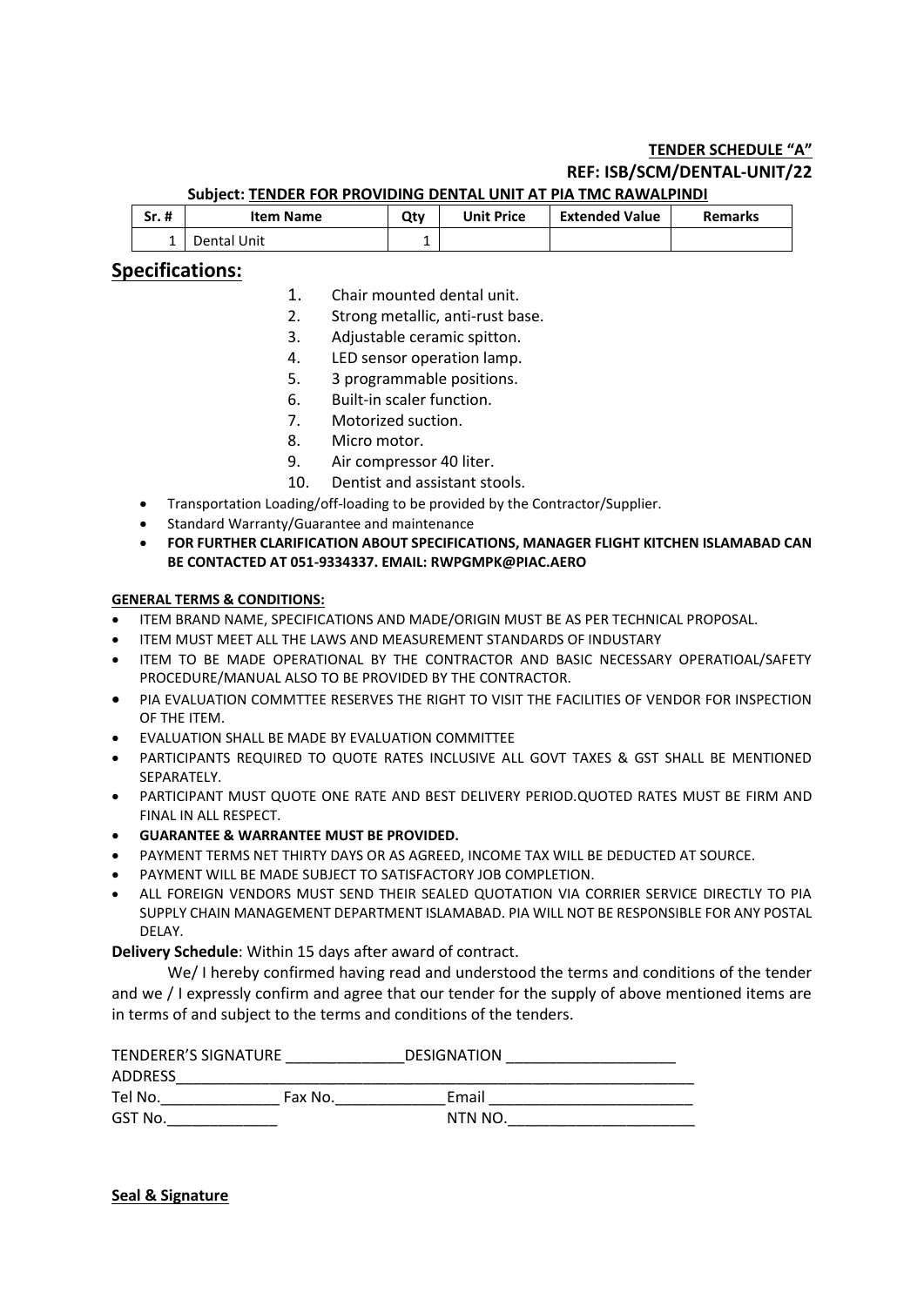**TENDER SCHEDULE "A"**

**REF: ISB/SCM/DENTAL-UNIT/22**

**Subject: TENDER FOR PROVIDING DENTAL UNIT AT PIA TMC RAWALPINDI**

| Sr. # | Item Name | Qty | Unit Price | Extended Value | Remarks |
|---|---|---|---|---|---|
| 1 | Dental Unit | 1 | | | |

## Specifications:

1. Chair mounted dental unit.
2. Strong metallic, anti-rust base.
3. Adjustable ceramic spitton.
4. LED sensor operation lamp.
5. 3 programmable positions.
6. Built-in scaler function.
7. Motorized suction.
8. Micro motor.
9. Air compressor 40 liter.
10. Dentist and assistant stools.

- Transportation Loading/off-loading to be provided by the Contractor/Supplier.
- Standard Warranty/Guarantee and maintenance
- **FOR FURTHER CLARIFICATION ABOUT SPECIFICATIONS, MANAGER FLIGHT KITCHEN ISLAMABAD CAN BE CONTACTED AT 051-9334337. EMAIL: RWPGMPK@PIAC.AERO**

**GENERAL TERMS & CONDITIONS:**

- ITEM BRAND NAME, SPECIFICATIONS AND MADE/ORIGIN MUST BE AS PER TECHNICAL PROPOSAL.
- ITEM MUST MEET ALL THE LAWS AND MEASUREMENT STANDARDS OF INDUSTARY
- ITEM TO BE MADE OPERATIONAL BY THE CONTRACTOR AND BASIC NECESSARY OPERATIOAL/SAFETY PROCEDURE/MANUAL ALSO TO BE PROVIDED BY THE CONTRACTOR.
- PIA EVALUATION COMMTTEE RESERVES THE RIGHT TO VISIT THE FACILITIES OF VENDOR FOR INSPECTION OF THE ITEM.
- EVALUATION SHALL BE MADE BY EVALUATION COMMITTEE
- PARTICIPANTS REQUIRED TO QUOTE RATES INCLUSIVE ALL GOVT TAXES & GST SHALL BE MENTIONED SEPARATELY.
- PARTICIPANT MUST QUOTE ONE RATE AND BEST DELIVERY PERIOD.QUOTED RATES MUST BE FIRM AND FINAL IN ALL RESPECT.
- **GUARANTEE & WARRANTEE MUST BE PROVIDED.**
- PAYMENT TERMS NET THIRTY DAYS OR AS AGREED, INCOME TAX WILL BE DEDUCTED AT SOURCE.
- PAYMENT WILL BE MADE SUBJECT TO SATISFACTORY JOB COMPLETION.
- ALL FOREIGN VENDORS MUST SEND THEIR SEALED QUOTATION VIA CORRIER SERVICE DIRECTLY TO PIA SUPPLY CHAIN MANAGEMENT DEPARTMENT ISLAMABAD. PIA WILL NOT BE RESPONSIBLE FOR ANY POSTAL DELAY.

**Delivery Schedule**: Within 15 days after award of contract.

We/ I hereby confirmed having read and understood the terms and conditions of the tender and we / I expressly confirm and agree that our tender for the supply of above mentioned items are in terms of and subject to the terms and conditions of the tenders.

TENDERER'S SIGNATURE ______________ DESIGNATION ____________________

ADDRESS_______________________________________________________________

Tel No.______________ Fax No._____________ Email ________________________

GST No._____________ NTN NO.______________________

**Seal & Signature**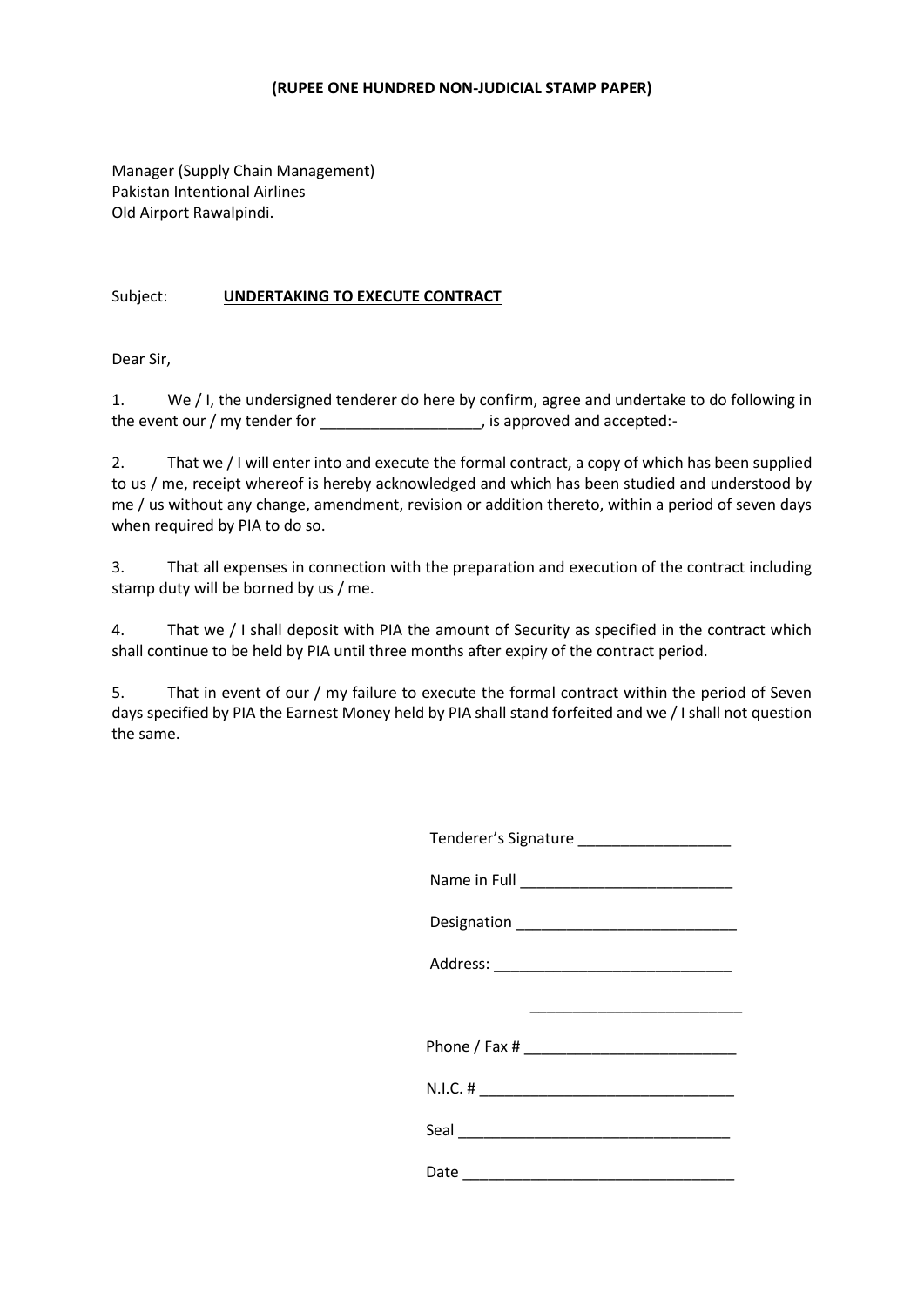**(RUPEE ONE HUNDRED NON-JUDICIAL STAMP PAPER)**

Manager (Supply Chain Management)
Pakistan Intentional Airlines
Old Airport Rawalpindi.

Subject: **UNDERTAKING TO EXECUTE CONTRACT**

Dear Sir,

1. We / I, the undersigned tenderer do here by confirm, agree and undertake to do following in the event our / my tender for ___________________, is approved and accepted:-

2. That we / I will enter into and execute the formal contract, a copy of which has been supplied to us / me, receipt whereof is hereby acknowledged and which has been studied and understood by me / us without any change, amendment, revision or addition thereto, within a period of seven days when required by PIA to do so.

3. That all expenses in connection with the preparation and execution of the contract including stamp duty will be borned by us / me.

4. That we / I shall deposit with PIA the amount of Security as specified in the contract which shall continue to be held by PIA until three months after expiry of the contract period.

5. That in event of our / my failure to execute the formal contract within the period of Seven days specified by PIA the Earnest Money held by PIA shall stand forfeited and we / I shall not question the same.

Tenderer's Signature __________________

Name in Full _________________________

Designation __________________________

Address: ____________________________

_________________________

Phone / Fax # _________________________

N.I.C. # ______________________________

Seal ________________________________

Date ________________________________